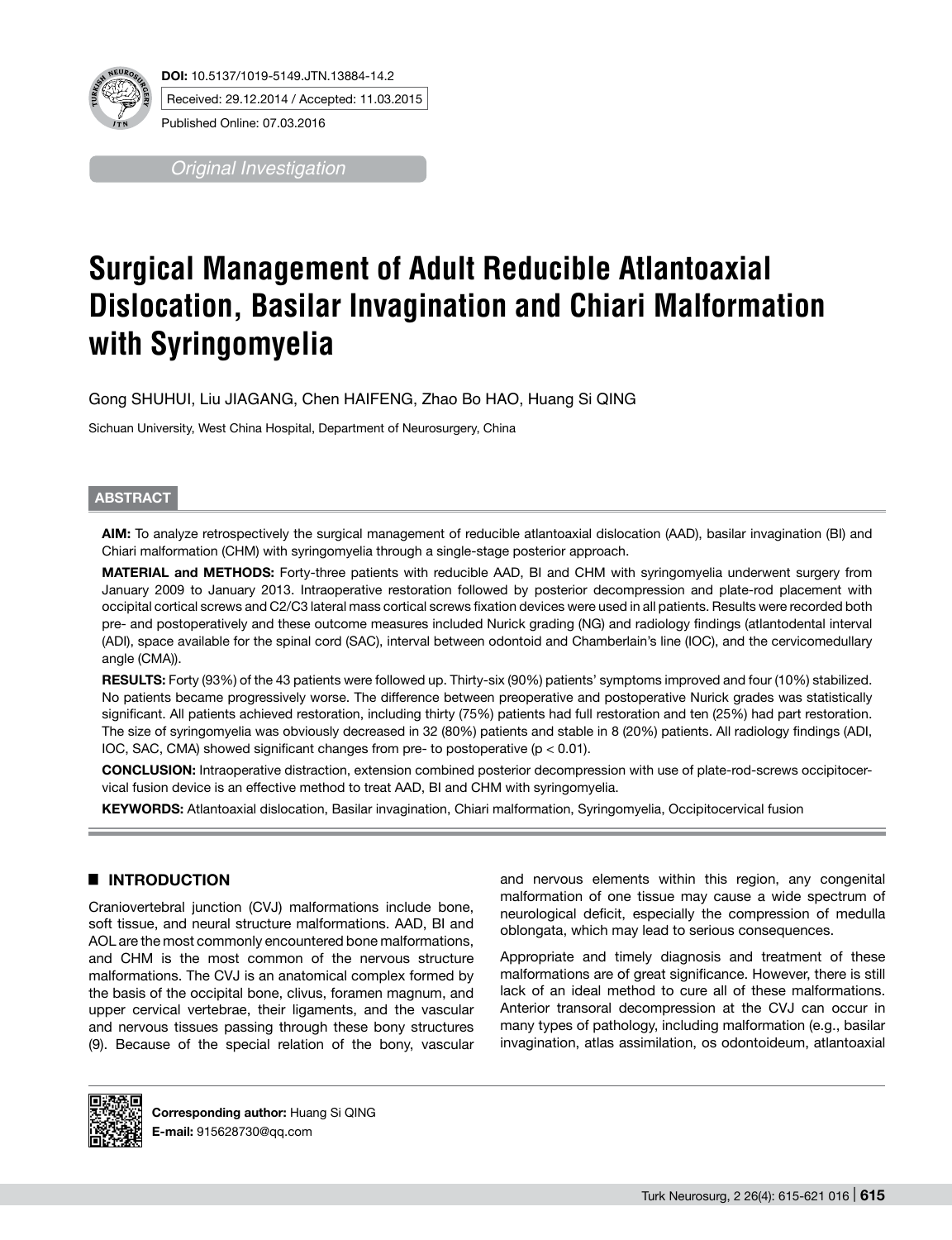**DOI:** 10.5137/1019-5149.JTN.13884-14.2

Received: 29.12.2014 / Accepted: 11.03.2015

Published Online: 07.03.2016

*Original Investigation*

# Surgical Management of Adult Reducible Atlantoaxial Dislocation, Basilar Invagination and Chiari Malformation with Syringomyelia

Gong SHUHUI, Liu JIAGANG, Chen HAIFENG, Zhao Bo HAO, Huang Si QING

Sichuan University, West China Hospital, Department of Neurosurgery, China

## ABSTRACT

**AIM:** To analyze retrospectively the surgical management of reducible atlantoaxial dislocation (AAD), basilar invagination (BI) and Chiari malformation (CHM) with syringomyelia through a single-stage posterior approach.

**MATERIAL and METHODS:** Forty-three patients with reducible AAD, BI and CHM with syringomyelia underwent surgery from January 2009 to January 2013. Intraoperative restoration followed by posterior decompression and plate-rod placement with occipital cortical screws and C2/C3 lateral mass cortical screws fixation devices were used in all patients. Results were recorded both pre- and postoperatively and these outcome measures included Nurick grading (NG) and radiology findings (atlantodental interval (ADI), space available for the spinal cord (SAC), interval between odontoid and Chamberlain's line (IOC), and the cervicomedullary angle (CMA)).

**RESULTS:** Forty (93%) of the 43 patients were followed up. Thirty-six (90%) patients' symptoms improved and four (10%) stabilized. No patients became progressively worse. The difference between preoperative and postoperative Nurick grades was statistically significant. All patients achieved restoration, including thirty (75%) patients had full restoration and ten (25%) had part restoration. The size of syringomyelia was obviously decreased in 32 (80%) patients and stable in 8 (20%) patients. All radiology findings (ADI, IOC, SAC, CMA) showed significant changes from pre- to postoperative ($p < 0.01$).

**CONCLUSION:** Intraoperative distraction, extension combined posterior decompression with use of plate-rod-screws occipitocervical fusion device is an effective method to treat AAD, BI and CHM with syringomyelia.

**KEYWORDS:** Atlantoaxial dislocation, Basilar invagination, Chiari malformation, Syringomyelia, Occipitocervical fusion

## INTRODUCTION

Craniovertebral junction (CVJ) malformations include bone, soft tissue, and neural structure malformations. AAD, BI and AOL are the most commonly encountered bone malformations, and CHM is the most common of the nervous structure malformations. The CVJ is an anatomical complex formed by the basis of the occipital bone, clivus, foramen magnum, and upper cervical vertebrae, their ligaments, and the vascular and nervous tissues passing through these bony structures (9). Because of the special relation of the bony, vascular and nervous elements within this region, any congenital malformation of one tissue may cause a wide spectrum of neurological deficit, especially the compression of medulla oblongata, which may lead to serious consequences.

Appropriate and timely diagnosis and treatment of these malformations are of great significance. However, there is still lack of an ideal method to cure all of these malformations. Anterior transoral decompression at the CVJ can occur in many types of pathology, including malformation (e.g., basilar invagination, atlas assimilation, os odontoideum, atlantoaxial

**Corresponding author:** Huang Si QING
**E-mail:** 915628730@qq.com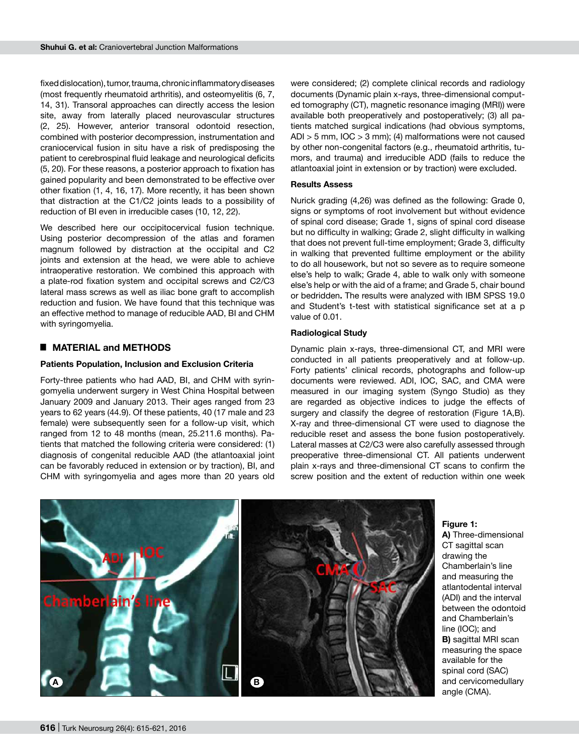fixed dislocation), tumor, trauma, chronic inflammatory diseases (most frequently rheumatoid arthritis), and osteomyelitis (6, 7, 14, 31). Transoral approaches can directly access the lesion site, away from laterally placed neurovascular structures (2, 25). However, anterior transoral odontoid resection, combined with posterior decompression, instrumentation and craniocervical fusion in situ have a risk of predisposing the patient to cerebrospinal fluid leakage and neurological deficits (5, 20). For these reasons, a posterior approach to fixation has gained popularity and been demonstrated to be effective over other fixation (1, 4, 16, 17). More recently, it has been shown that distraction at the C1/C2 joints leads to a possibility of reduction of BI even in irreducible cases (10, 12, 22).

We described here our occipitocervical fusion technique. Using posterior decompression of the atlas and foramen magnum followed by distraction at the occipital and C2 joints and extension at the head, we were able to achieve intraoperative restoration. We combined this approach with a plate-rod fixation system and occipital screws and C2/C3 lateral mass screws as well as iliac bone graft to accomplish reduction and fusion. We have found that this technique was an effective method to manage of reducible AAD, BI and CHM with syringomyelia.

## MATERIAL and METHODS

### Patients Population, Inclusion and Exclusion Criteria

Forty-three patients who had AAD, BI, and CHM with syringomyelia underwent surgery in West China Hospital between January 2009 and January 2013. Their ages ranged from 23 years to 62 years (44.9). Of these patients, 40 (17 male and 23 female) were subsequently seen for a follow-up visit, which ranged from 12 to 48 months (mean, 25.211.6 months). Patients that matched the following criteria were considered: (1) diagnosis of congenital reducible AAD (the atlantoaxial joint can be favorably reduced in extension or by traction), BI, and CHM with syringomyelia and ages more than 20 years old were considered; (2) complete clinical records and radiology documents (Dynamic plain x-rays, three-dimensional computed tomography (CT), magnetic resonance imaging (MRI)) were available both preoperatively and postoperatively; (3) all patients matched surgical indications (had obvious symptoms, ADI > 5 mm, IOC > 3 mm); (4) malformations were not caused by other non-congenital factors (e.g., rheumatoid arthritis, tumors, and trauma) and irreducible ADD (fails to reduce the atlantoaxial joint in extension or by traction) were excluded.

### Results Assess

Nurick grading (4,26) was defined as the following: Grade 0, signs or symptoms of root involvement but without evidence of spinal cord disease; Grade 1, signs of spinal cord disease but no difficulty in walking; Grade 2, slight difficulty in walking that does not prevent full-time employment; Grade 3, difficulty in walking that prevented fulltime employment or the ability to do all housework, but not so severe as to require someone else's help to walk; Grade 4, able to walk only with someone else's help or with the aid of a frame; and Grade 5, chair bound or bedridden**.** The results were analyzed with IBM SPSS 19.0 and Student's t-test with statistical significance set at a p value of 0.01.

### Radiological Study

Dynamic plain x-rays, three-dimensional CT, and MRI were conducted in all patients preoperatively and at follow-up. Forty patients' clinical records, photographs and follow-up documents were reviewed. ADI, IOC, SAC, and CMA were measured in our imaging system (Syngo Studio) as they are regarded as objective indices to judge the effects of surgery and classify the degree of restoration (Figure 1A,B). X-ray and three-dimensional CT were used to diagnose the reducible reset and assess the bone fusion postoperatively. Lateral masses at C2/C3 were also carefully assessed through preoperative three-dimensional CT. All patients underwent plain x-rays and three-dimensional CT scans to confirm the screw position and the extent of reduction within one week

**Figure 1:** **A)** Three-dimensional CT sagittal scan drawing the Chamberlain's line and measuring the atlantodental interval (ADI) and the interval between the odontoid and Chamberlain's line (IOC); and **B)** sagittal MRI scan measuring the space available for the spinal cord (SAC) and cervicomedullary angle (CMA).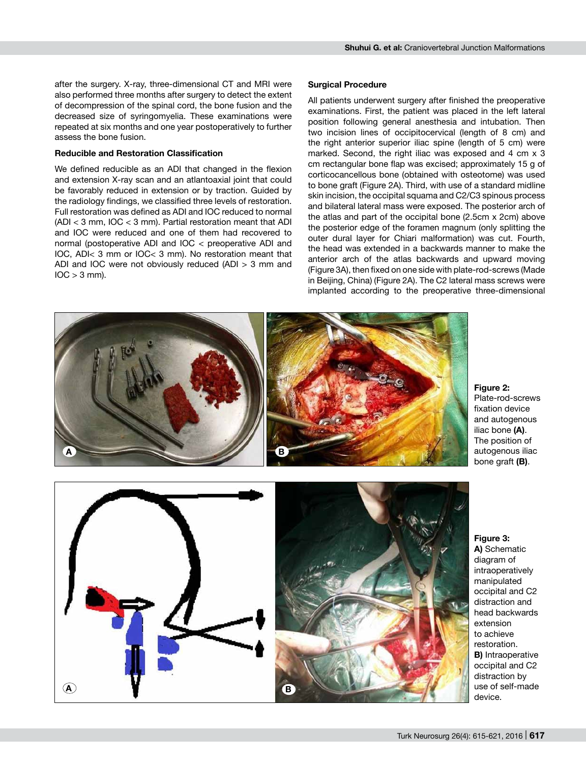after the surgery. X-ray, three-dimensional CT and MRI were also performed three months after surgery to detect the extent of decompression of the spinal cord, the bone fusion and the decreased size of syringomyelia. These examinations were repeated at six months and one year postoperatively to further assess the bone fusion.

### Reducible and Restoration Classification

We defined reducible as an ADI that changed in the flexion and extension X-ray scan and an atlantoaxial joint that could be favorably reduced in extension or by traction. Guided by the radiology findings, we classified three levels of restoration. Full restoration was defined as ADI and IOC reduced to normal (ADI < 3 mm, IOC < 3 mm). Partial restoration meant that ADI and IOC were reduced and one of them had recovered to normal (postoperative ADI and IOC < preoperative ADI and IOC, ADI< 3 mm or IOC< 3 mm). No restoration meant that ADI and IOC were not obviously reduced (ADI > 3 mm and IOC > 3 mm).

### Surgical Procedure

All patients underwent surgery after finished the preoperative examinations. First, the patient was placed in the left lateral position following general anesthesia and intubation. Then two incision lines of occipitocervical (length of 8 cm) and the right anterior superior iliac spine (length of 5 cm) were marked. Second, the right iliac was exposed and 4 cm x 3 cm rectangular bone flap was excised; approximately 15 g of corticocancellous bone (obtained with osteotome) was used to bone graft (Figure 2A). Third, with use of a standard midline skin incision, the occipital squama and C2/C3 spinous process and bilateral lateral mass were exposed. The posterior arch of the atlas and part of the occipital bone (2.5cm x 2cm) above the posterior edge of the foramen magnum (only splitting the outer dural layer for Chiari malformation) was cut. Fourth, the head was extended in a backwards manner to make the anterior arch of the atlas backwards and upward moving (Figure 3A), then fixed on one side with plate-rod-screws (Made in Beijing, China) (Figure 2A). The C2 lateral mass screws were implanted according to the preoperative three-dimensional

**Figure 2:** Plate-rod-screws fixation device and autogenous iliac bone **(A)**. The position of autogenous iliac bone graft **(B)**.

**Figure 3: A)** Schematic diagram of intraoperatively manipulated occipital and C2 distraction and head backwards extension to achieve restoration. **B)** Intraoperative occipital and C2 distraction by use of self-made device.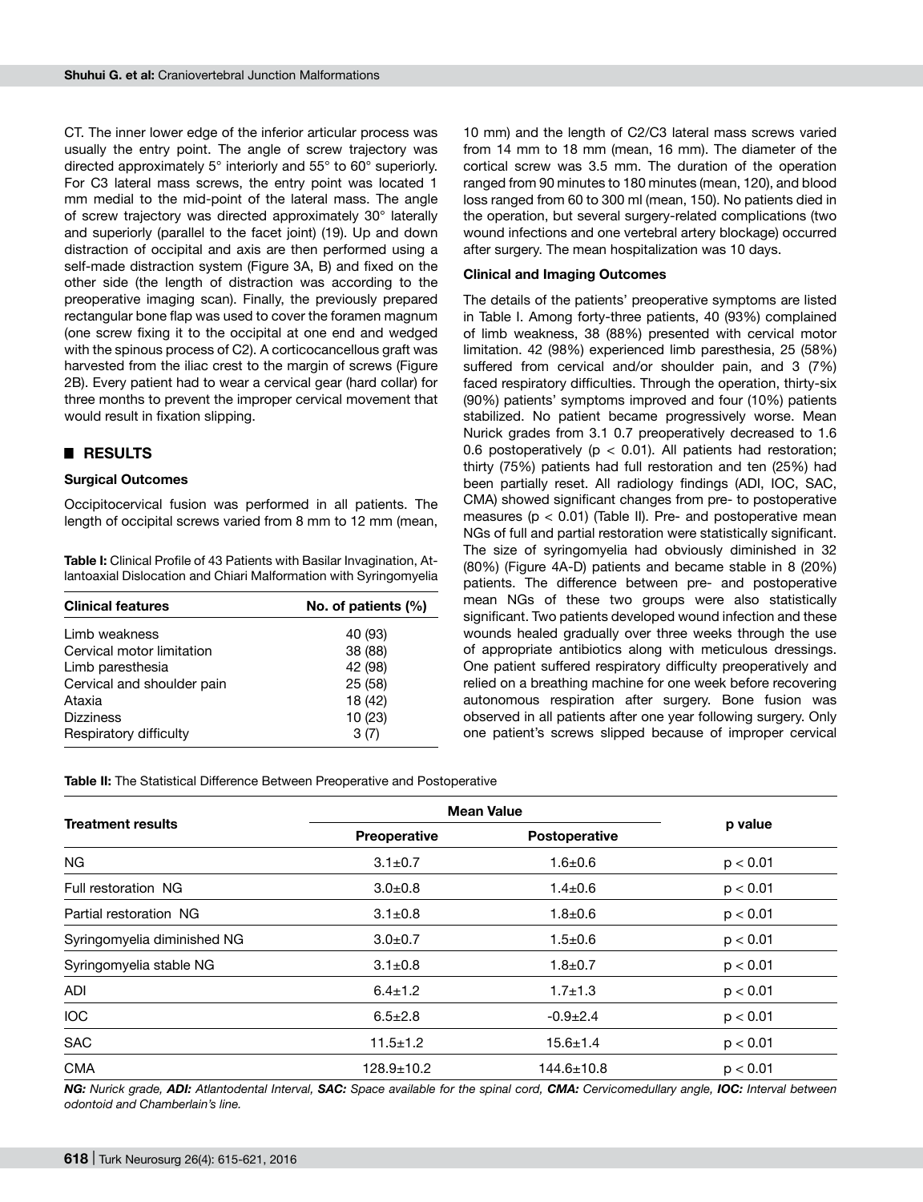CT. The inner lower edge of the inferior articular process was usually the entry point. The angle of screw trajectory was directed approximately 5° interiorly and 55° to 60° superiorly. For C3 lateral mass screws, the entry point was located 1 mm medial to the mid-point of the lateral mass. The angle of screw trajectory was directed approximately 30° laterally and superiorly (parallel to the facet joint) (19). Up and down distraction of occipital and axis are then performed using a self-made distraction system (Figure 3A, B) and fixed on the other side (the length of distraction was according to the preoperative imaging scan). Finally, the previously prepared rectangular bone flap was used to cover the foramen magnum (one screw fixing it to the occipital at one end and wedged with the spinous process of C2). A corticocancellous graft was harvested from the iliac crest to the margin of screws (Figure 2B). Every patient had to wear a cervical gear (hard collar) for three months to prevent the improper cervical movement that would result in fixation slipping.

## RESULTS

### Surgical Outcomes

Occipitocervical fusion was performed in all patients. The length of occipital screws varied from 8 mm to 12 mm (mean, 10 mm) and the length of C2/C3 lateral mass screws varied from 14 mm to 18 mm (mean, 16 mm). The diameter of the cortical screw was 3.5 mm. The duration of the operation ranged from 90 minutes to 180 minutes (mean, 120), and blood loss ranged from 60 to 300 ml (mean, 150). No patients died in the operation, but several surgery-related complications (two wound infections and one vertebral artery blockage) occurred after surgery. The mean hospitalization was 10 days.

**Table I:** Clinical Profile of 43 Patients with Basilar Invagination, Atlantoaxial Dislocation and Chiari Malformation with Syringomyelia

| Clinical features | No. of patients (%) |
|---|---|
| Limb weakness | 40 (93) |
| Cervical motor limitation | 38 (88) |
| Limb paresthesia | 42 (98) |
| Cervical and shoulder pain | 25 (58) |
| Ataxia | 18 (42) |
| Dizziness | 10 (23) |
| Respiratory difficulty | 3 (7) |

### Clinical and Imaging Outcomes

The details of the patients' preoperative symptoms are listed in Table I. Among forty-three patients, 40 (93%) complained of limb weakness, 38 (88%) presented with cervical motor limitation. 42 (98%) experienced limb paresthesia, 25 (58%) suffered from cervical and/or shoulder pain, and 3 (7%) faced respiratory difficulties. Through the operation, thirty-six (90%) patients' symptoms improved and four (10%) patients stabilized. No patient became progressively worse. Mean Nurick grades from 3.1 0.7 preoperatively decreased to 1.6 0.6 postoperatively ($p < 0.01$). All patients had restoration; thirty (75%) patients had full restoration and ten (25%) had been partially reset. All radiology findings (ADI, IOC, SAC, CMA) showed significant changes from pre- to postoperative measures ($p < 0.01$) (Table II). Pre- and postoperative mean NGs of full and partial restoration were statistically significant. The size of syringomyelia had obviously diminished in 32 (80%) (Figure 4A-D) patients and became stable in 8 (20%) patients. The difference between pre- and postoperative mean NGs of these two groups were also statistically significant. Two patients developed wound infection and these wounds healed gradually over three weeks through the use of appropriate antibiotics along with meticulous dressings. One patient suffered respiratory difficulty preoperatively and relied on a breathing machine for one week before recovering autonomous respiration after surgery. Bone fusion was observed in all patients after one year following surgery. Only one patient's screws slipped because of improper cervical

**Table II:** The Statistical Difference Between Preoperative and Postoperative

| Treatment results | Mean Value | | p value |
|---|---|---|---|
| | Preoperative | Postoperative | |
| NG | 3.1±0.7 | 1.6±0.6 | $p < 0.01$ |
| Full restoration NG | 3.0±0.8 | 1.4±0.6 | $p < 0.01$ |
| Partial restoration NG | 3.1±0.8 | 1.8±0.6 | $p < 0.01$ |
| Syringomyelia diminished NG | 3.0±0.7 | 1.5±0.6 | $p < 0.01$ |
| Syringomyelia stable NG | 3.1±0.8 | 1.8±0.7 | $p < 0.01$ |
| ADI | 6.4±1.2 | 1.7±1.3 | $p < 0.01$ |
| IOC | 6.5±2.8 | -0.9±2.4 | $p < 0.01$ |
| SAC | 11.5±1.2 | 15.6±1.4 | $p < 0.01$ |
| CMA | 128.9±10.2 | 144.6±10.8 | $p < 0.01$ |

***NG:** Nurick grade, **ADI:** Atlantodental Interval, **SAC:** Space available for the spinal cord, **CMA:** Cervicomedullary angle, **IOC:** Interval between odontoid and Chamberlain's line.*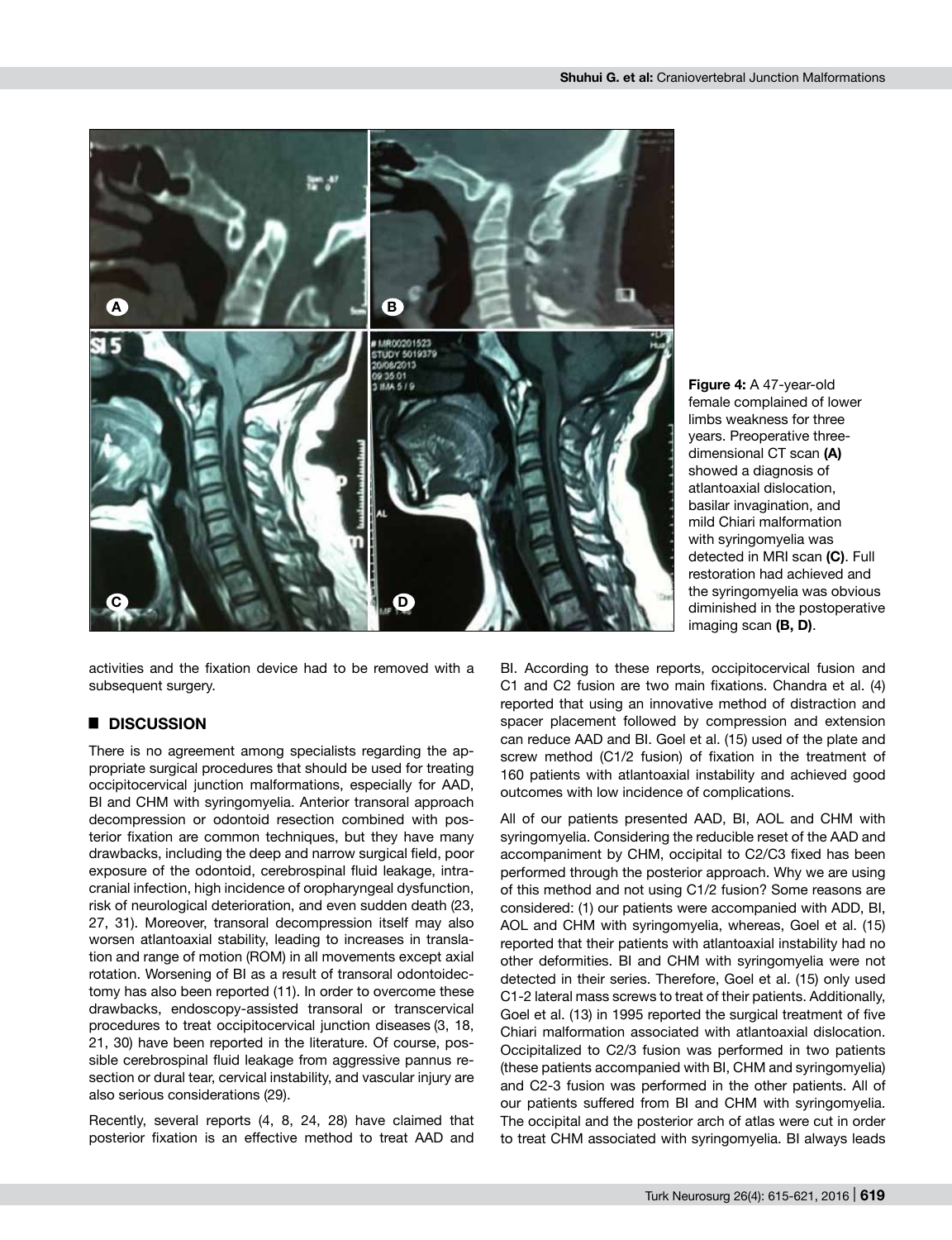**Figure 4:** A 47-year-old female complained of lower limbs weakness for three years. Preoperative three-dimensional CT scan **(A)** showed a diagnosis of atlantoaxial dislocation, basilar invagination, and mild Chiari malformation with syringomyelia was detected in MRI scan **(C)**. Full restoration had achieved and the syringomyelia was obvious diminished in the postoperative imaging scan **(B, D)**.

activities and the fixation device had to be removed with a subsequent surgery.

## DISCUSSION

There is no agreement among specialists regarding the appropriate surgical procedures that should be used for treating occipitocervical junction malformations, especially for AAD, BI and CHM with syringomyelia. Anterior transoral approach decompression or odontoid resection combined with posterior fixation are common techniques, but they have many drawbacks, including the deep and narrow surgical field, poor exposure of the odontoid, cerebrospinal fluid leakage, intracranial infection, high incidence of oropharyngeal dysfunction, risk of neurological deterioration, and even sudden death (23, 27, 31). Moreover, transoral decompression itself may also worsen atlantoaxial stability, leading to increases in translation and range of motion (ROM) in all movements except axial rotation. Worsening of BI as a result of transoral odontoidectomy has also been reported (11). In order to overcome these drawbacks, endoscopy-assisted transoral or transcervical procedures to treat occipitocervical junction diseases (3, 18, 21, 30) have been reported in the literature. Of course, possible cerebrospinal fluid leakage from aggressive pannus resection or dural tear, cervical instability, and vascular injury are also serious considerations (29).

Recently, several reports (4, 8, 24, 28) have claimed that posterior fixation is an effective method to treat AAD and BI. According to these reports, occipitocervical fusion and C1 and C2 fusion are two main fixations. Chandra et al. (4) reported that using an innovative method of distraction and spacer placement followed by compression and extension can reduce AAD and BI. Goel et al. (15) used of the plate and screw method (C1/2 fusion) of fixation in the treatment of 160 patients with atlantoaxial instability and achieved good outcomes with low incidence of complications.

All of our patients presented AAD, BI, AOL and CHM with syringomyelia. Considering the reducible reset of the AAD and accompaniment by CHM, occipital to C2/C3 fixed has been performed through the posterior approach. Why we are using of this method and not using C1/2 fusion? Some reasons are considered: (1) our patients were accompanied with ADD, BI, AOL and CHM with syringomyelia, whereas, Goel et al. (15) reported that their patients with atlantoaxial instability had no other deformities. BI and CHM with syringomyelia were not detected in their series. Therefore, Goel et al. (15) only used C1-2 lateral mass screws to treat of their patients. Additionally, Goel et al. (13) in 1995 reported the surgical treatment of five Chiari malformation associated with atlantoaxial dislocation. Occipitalized to C2/3 fusion was performed in two patients (these patients accompanied with BI, CHM and syringomyelia) and C2-3 fusion was performed in the other patients. All of our patients suffered from BI and CHM with syringomyelia. The occipital and the posterior arch of atlas were cut in order to treat CHM associated with syringomyelia. BI always leads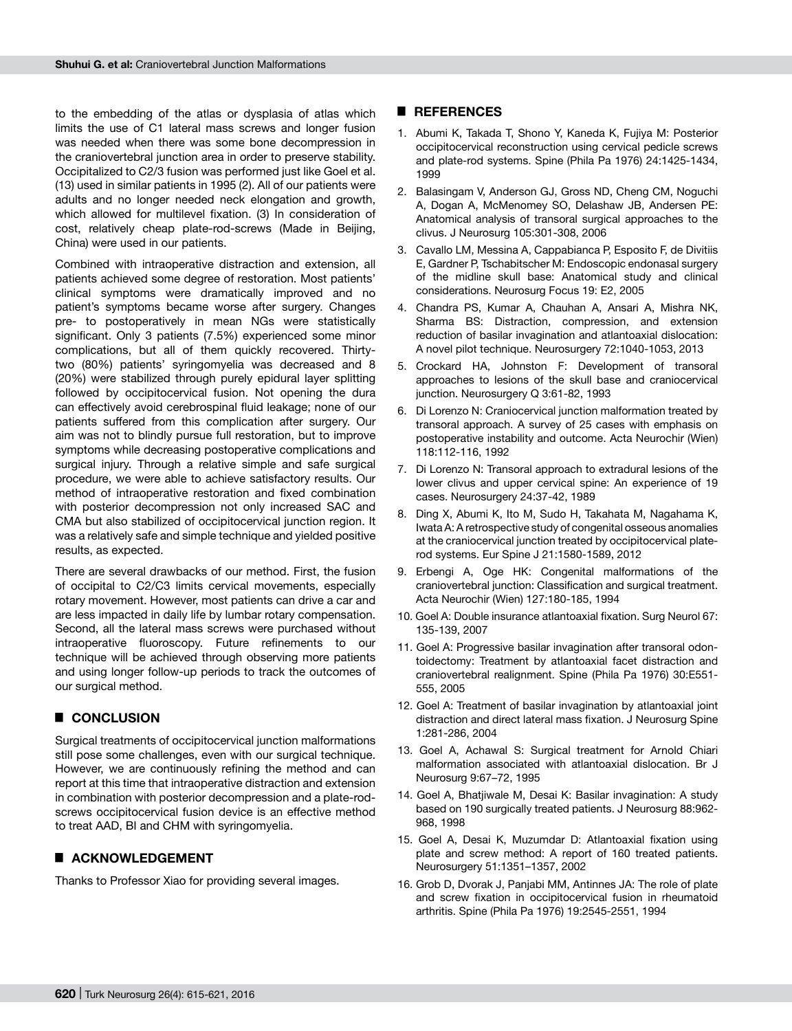to the embedding of the atlas or dysplasia of atlas which limits the use of C1 lateral mass screws and longer fusion was needed when there was some bone decompression in the craniovertebral junction area in order to preserve stability. Occipitalized to C2/3 fusion was performed just like Goel et al. (13) used in similar patients in 1995 (2). All of our patients were adults and no longer needed neck elongation and growth, which allowed for multilevel fixation. (3) In consideration of cost, relatively cheap plate-rod-screws (Made in Beijing, China) were used in our patients.

Combined with intraoperative distraction and extension, all patients achieved some degree of restoration. Most patients' clinical symptoms were dramatically improved and no patient's symptoms became worse after surgery. Changes pre- to postoperatively in mean NGs were statistically significant. Only 3 patients (7.5%) experienced some minor complications, but all of them quickly recovered. Thirty-two (80%) patients' syringomyelia was decreased and 8 (20%) were stabilized through purely epidural layer splitting followed by occipitocervical fusion. Not opening the dura can effectively avoid cerebrospinal fluid leakage; none of our patients suffered from this complication after surgery. Our aim was not to blindly pursue full restoration, but to improve symptoms while decreasing postoperative complications and surgical injury. Through a relative simple and safe surgical procedure, we were able to achieve satisfactory results. Our method of intraoperative restoration and fixed combination with posterior decompression not only increased SAC and CMA but also stabilized of occipitocervical junction region. It was a relatively safe and simple technique and yielded positive results, as expected.

There are several drawbacks of our method. First, the fusion of occipital to C2/C3 limits cervical movements, especially rotary movement. However, most patients can drive a car and are less impacted in daily life by lumbar rotary compensation. Second, all the lateral mass screws were purchased without intraoperative fluoroscopy. Future refinements to our technique will be achieved through observing more patients and using longer follow-up periods to track the outcomes of our surgical method.

## CONCLUSION

Surgical treatments of occipitocervical junction malformations still pose some challenges, even with our surgical technique. However, we are continuously refining the method and can report at this time that intraoperative distraction and extension in combination with posterior decompression and a plate-rod-screws occipitocervical fusion device is an effective method to treat AAD, BI and CHM with syringomyelia.

## ACKNOWLEDGEMENT

Thanks to Professor Xiao for providing several images.

## REFERENCES

1. Abumi K, Takada T, Shono Y, Kaneda K, Fujiya M: Posterior occipitocervical reconstruction using cervical pedicle screws and plate-rod systems. Spine (Phila Pa 1976) 24:1425-1434, 1999
2. Balasingam V, Anderson GJ, Gross ND, Cheng CM, Noguchi A, Dogan A, McMenomey SO, Delashaw JB, Andersen PE: Anatomical analysis of transoral surgical approaches to the clivus. J Neurosurg 105:301-308, 2006
3. Cavallo LM, Messina A, Cappabianca P, Esposito F, de Divitiis E, Gardner P, Tschabitscher M: Endoscopic endonasal surgery of the midline skull base: Anatomical study and clinical considerations. Neurosurg Focus 19: E2, 2005
4. Chandra PS, Kumar A, Chauhan A, Ansari A, Mishra NK, Sharma BS: Distraction, compression, and extension reduction of basilar invagination and atlantoaxial dislocation: A novel pilot technique. Neurosurgery 72:1040-1053, 2013
5. Crockard HA, Johnston F: Development of transoral approaches to lesions of the skull base and craniocervical junction. Neurosurgery Q 3:61-82, 1993
6. Di Lorenzo N: Craniocervical junction malformation treated by transoral approach. A survey of 25 cases with emphasis on postoperative instability and outcome. Acta Neurochir (Wien) 118:112-116, 1992
7. Di Lorenzo N: Transoral approach to extradural lesions of the lower clivus and upper cervical spine: An experience of 19 cases. Neurosurgery 24:37-42, 1989
8. Ding X, Abumi K, Ito M, Sudo H, Takahata M, Nagahama K, Iwata A: A retrospective study of congenital osseous anomalies at the craniocervical junction treated by occipitocervical plate-rod systems. Eur Spine J 21:1580-1589, 2012
9. Erbengi A, Oge HK: Congenital malformations of the craniovertebral junction: Classification and surgical treatment. Acta Neurochir (Wien) 127:180-185, 1994
10. Goel A: Double insurance atlantoaxial fixation. Surg Neurol 67: 135-139, 2007
11. Goel A: Progressive basilar invagination after transoral odontoidectomy: Treatment by atlantoaxial facet distraction and craniovertebral realignment. Spine (Phila Pa 1976) 30:E551-555, 2005
12. Goel A: Treatment of basilar invagination by atlantoaxial joint distraction and direct lateral mass fixation. J Neurosurg Spine 1:281-286, 2004
13. Goel A, Achawal S: Surgical treatment for Arnold Chiari malformation associated with atlantoaxial dislocation. Br J Neurosurg 9:67–72, 1995
14. Goel A, Bhatjiwale M, Desai K: Basilar invagination: A study based on 190 surgically treated patients. J Neurosurg 88:962-968, 1998
15. Goel A, Desai K, Muzumdar D: Atlantoaxial fixation using plate and screw method: A report of 160 treated patients. Neurosurgery 51:1351–1357, 2002
16. Grob D, Dvorak J, Panjabi MM, Antinnes JA: The role of plate and screw fixation in occipitocervical fusion in rheumatoid arthritis. Spine (Phila Pa 1976) 19:2545-2551, 1994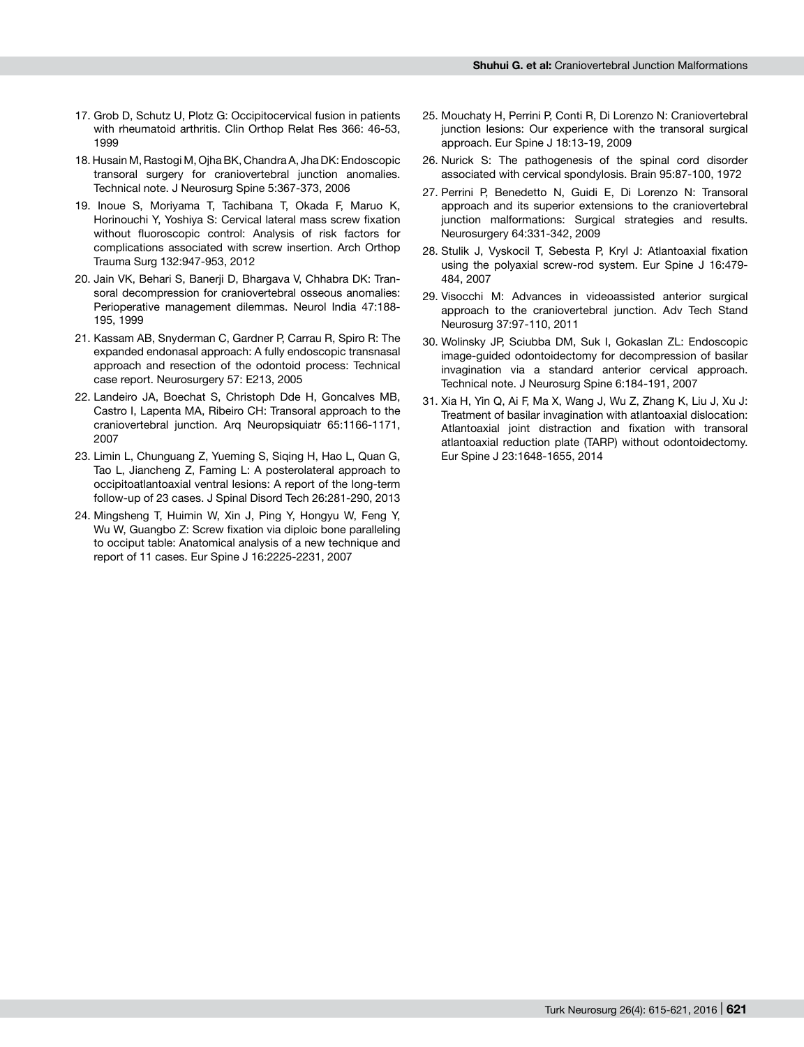17. Grob D, Schutz U, Plotz G: Occipitocervical fusion in patients with rheumatoid arthritis. Clin Orthop Relat Res 366: 46-53, 1999
18. Husain M, Rastogi M, Ojha BK, Chandra A, Jha DK: Endoscopic transoral surgery for craniovertebral junction anomalies. Technical note. J Neurosurg Spine 5:367-373, 2006
19. Inoue S, Moriyama T, Tachibana T, Okada F, Maruo K, Horinouchi Y, Yoshiya S: Cervical lateral mass screw fixation without fluoroscopic control: Analysis of risk factors for complications associated with screw insertion. Arch Orthop Trauma Surg 132:947-953, 2012
20. Jain VK, Behari S, Banerji D, Bhargava V, Chhabra DK: Transoral decompression for craniovertebral osseous anomalies: Perioperative management dilemmas. Neurol India 47:188-195, 1999
21. Kassam AB, Snyderman C, Gardner P, Carrau R, Spiro R: The expanded endonasal approach: A fully endoscopic transnasal approach and resection of the odontoid process: Technical case report. Neurosurgery 57: E213, 2005
22. Landeiro JA, Boechat S, Christoph Dde H, Goncalves MB, Castro I, Lapenta MA, Ribeiro CH: Transoral approach to the craniovertebral junction. Arq Neuropsiquiatr 65:1166-1171, 2007
23. Limin L, Chunguang Z, Yueming S, Siqing H, Hao L, Quan G, Tao L, Jiancheng Z, Faming L: A posterolateral approach to occipitoatlantoaxial ventral lesions: A report of the long-term follow-up of 23 cases. J Spinal Disord Tech 26:281-290, 2013
24. Mingsheng T, Huimin W, Xin J, Ping Y, Hongyu W, Feng Y, Wu W, Guangbo Z: Screw fixation via diploic bone paralleling to occiput table: Anatomical analysis of a new technique and report of 11 cases. Eur Spine J 16:2225-2231, 2007
25. Mouchaty H, Perrini P, Conti R, Di Lorenzo N: Craniovertebral junction lesions: Our experience with the transoral surgical approach. Eur Spine J 18:13-19, 2009
26. Nurick S: The pathogenesis of the spinal cord disorder associated with cervical spondylosis. Brain 95:87-100, 1972
27. Perrini P, Benedetto N, Guidi E, Di Lorenzo N: Transoral approach and its superior extensions to the craniovertebral junction malformations: Surgical strategies and results. Neurosurgery 64:331-342, 2009
28. Stulik J, Vyskocil T, Sebesta P, Kryl J: Atlantoaxial fixation using the polyaxial screw-rod system. Eur Spine J 16:479-484, 2007
29. Visocchi M: Advances in videoassisted anterior surgical approach to the craniovertebral junction. Adv Tech Stand Neurosurg 37:97-110, 2011
30. Wolinsky JP, Sciubba DM, Suk I, Gokaslan ZL: Endoscopic image-guided odontoidectomy for decompression of basilar invagination via a standard anterior cervical approach. Technical note. J Neurosurg Spine 6:184-191, 2007
31. Xia H, Yin Q, Ai F, Ma X, Wang J, Wu Z, Zhang K, Liu J, Xu J: Treatment of basilar invagination with atlantoaxial dislocation: Atlantoaxial joint distraction and fixation with transoral atlantoaxial reduction plate (TARP) without odontoidectomy. Eur Spine J 23:1648-1655, 2014